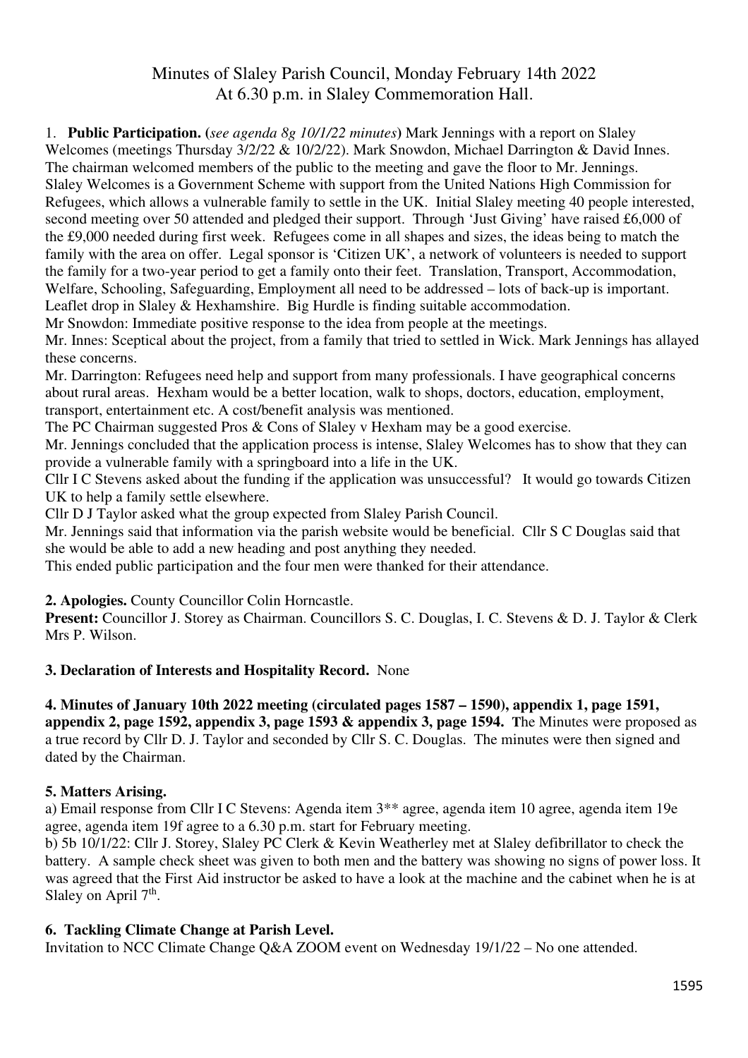# Minutes of Slaley Parish Council, Monday February 14th 2022
## At 6.30 p.m. in Slaley Commemoration Hall.

1. **Public Participation.** (*see agenda 8g 10/1/22 minutes*) Mark Jennings with a report on Slaley Welcomes (meetings Thursday 3/2/22 & 10/2/22). Mark Snowdon, Michael Darrington & David Innes. The chairman welcomed members of the public to the meeting and gave the floor to Mr. Jennings. Slaley Welcomes is a Government Scheme with support from the United Nations High Commission for Refugees, which allows a vulnerable family to settle in the UK. Initial Slaley meeting 40 people interested, second meeting over 50 attended and pledged their support. Through 'Just Giving' have raised £6,000 of the £9,000 needed during first week. Refugees come in all shapes and sizes, the ideas being to match the family with the area on offer. Legal sponsor is 'Citizen UK', a network of volunteers is needed to support the family for a two-year period to get a family onto their feet. Translation, Transport, Accommodation, Welfare, Schooling, Safeguarding, Employment all need to be addressed – lots of back-up is important. Leaflet drop in Slaley & Hexhamshire. Big Hurdle is finding suitable accommodation.

Mr Snowdon: Immediate positive response to the idea from people at the meetings.

Mr. Innes: Sceptical about the project, from a family that tried to settled in Wick. Mark Jennings has allayed these concerns.

Mr. Darrington: Refugees need help and support from many professionals. I have geographical concerns about rural areas. Hexham would be a better location, walk to shops, doctors, education, employment, transport, entertainment etc. A cost/benefit analysis was mentioned.

The PC Chairman suggested Pros & Cons of Slaley v Hexham may be a good exercise.

Mr. Jennings concluded that the application process is intense, Slaley Welcomes has to show that they can provide a vulnerable family with a springboard into a life in the UK.

Cllr I C Stevens asked about the funding if the application was unsuccessful? It would go towards Citizen UK to help a family settle elsewhere.

Cllr D J Taylor asked what the group expected from Slaley Parish Council.

Mr. Jennings said that information via the parish website would be beneficial. Cllr S C Douglas said that she would be able to add a new heading and post anything they needed.

This ended public participation and the four men were thanked for their attendance.

**2. Apologies.** County Councillor Colin Horncastle.

**Present:** Councillor J. Storey as Chairman. Councillors S. C. Douglas, I. C. Stevens & D. J. Taylor & Clerk Mrs P. Wilson.

**3. Declaration of Interests and Hospitality Record.** None

**4. Minutes of January 10th 2022 meeting (circulated pages 1587 – 1590), appendix 1, page 1591, appendix 2, page 1592, appendix 3, page 1593 & appendix 3, page 1594.** The Minutes were proposed as a true record by Cllr D. J. Taylor and seconded by Cllr S. C. Douglas. The minutes were then signed and dated by the Chairman.

**5. Matters Arising.**

a) Email response from Cllr I C Stevens: Agenda item 3** agree, agenda item 10 agree, agenda item 19e agree, agenda item 19f agree to a 6.30 p.m. start for February meeting.

b) 5b 10/1/22: Cllr J. Storey, Slaley PC Clerk & Kevin Weatherley met at Slaley defibrillator to check the battery. A sample check sheet was given to both men and the battery was showing no signs of power loss. It was agreed that the First Aid instructor be asked to have a look at the machine and the cabinet when he is at Slaley on April 7th.

**6. Tackling Climate Change at Parish Level.**

Invitation to NCC Climate Change Q&A ZOOM event on Wednesday 19/1/22 – No one attended.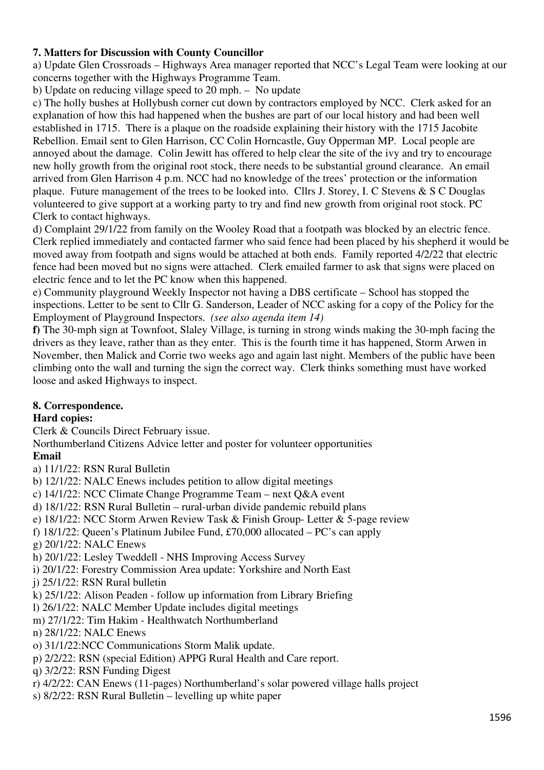**7. Matters for Discussion with County Councillor**

a) Update Glen Crossroads – Highways Area manager reported that NCC's Legal Team were looking at our concerns together with the Highways Programme Team.

b) Update on reducing village speed to 20 mph. – No update

c) The holly bushes at Hollybush corner cut down by contractors employed by NCC. Clerk asked for an explanation of how this had happened when the bushes are part of our local history and had been well established in 1715. There is a plaque on the roadside explaining their history with the 1715 Jacobite Rebellion. Email sent to Glen Harrison, CC Colin Horncastle, Guy Opperman MP. Local people are annoyed about the damage. Colin Jewitt has offered to help clear the site of the ivy and try to encourage new holly growth from the original root stock, there needs to be substantial ground clearance. An email arrived from Glen Harrison 4 p.m. NCC had no knowledge of the trees' protection or the information plaque. Future management of the trees to be looked into. Cllrs J. Storey, I. C Stevens & S C Douglas volunteered to give support at a working party to try and find new growth from original root stock. PC Clerk to contact highways.

d) Complaint 29/1/22 from family on the Wooley Road that a footpath was blocked by an electric fence. Clerk replied immediately and contacted farmer who said fence had been placed by his shepherd it would be moved away from footpath and signs would be attached at both ends. Family reported 4/2/22 that electric fence had been moved but no signs were attached. Clerk emailed farmer to ask that signs were placed on electric fence and to let the PC know when this happened.

e) Community playground Weekly Inspector not having a DBS certificate – School has stopped the inspections. Letter to be sent to Cllr G. Sanderson, Leader of NCC asking for a copy of the Policy for the Employment of Playground Inspectors. *(see also agenda item 14)*

**f)** The 30-mph sign at Townfoot, Slaley Village, is turning in strong winds making the 30-mph facing the drivers as they leave, rather than as they enter. This is the fourth time it has happened, Storm Arwen in November, then Malick and Corrie two weeks ago and again last night. Members of the public have been climbing onto the wall and turning the sign the correct way. Clerk thinks something must have worked loose and asked Highways to inspect.

**8. Correspondence.**

**Hard copies:**

Clerk & Councils Direct February issue.

Northumberland Citizens Advice letter and poster for volunteer opportunities

**Email**

a) 11/1/22: RSN Rural Bulletin
b) 12/1/22: NALC Enews includes petition to allow digital meetings
c) 14/1/22: NCC Climate Change Programme Team – next Q&A event
d) 18/1/22: RSN Rural Bulletin – rural-urban divide pandemic rebuild plans
e) 18/1/22: NCC Storm Arwen Review Task & Finish Group- Letter & 5-page review
f) 18/1/22: Queen's Platinum Jubilee Fund, £70,000 allocated – PC's can apply
g) 20/1/22: NALC Enews
h) 20/1/22: Lesley Tweddell - NHS Improving Access Survey
i) 20/1/22: Forestry Commission Area update: Yorkshire and North East
j) 25/1/22: RSN Rural bulletin
k) 25/1/22: Alison Peaden - follow up information from Library Briefing
l) 26/1/22: NALC Member Update includes digital meetings
m) 27/1/22: Tim Hakim - Healthwatch Northumberland
n) 28/1/22: NALC Enews
o) 31/1/22:NCC Communications Storm Malik update.
p) 2/2/22: RSN (special Edition) APPG Rural Health and Care report.
q) 3/2/22: RSN Funding Digest
r) 4/2/22: CAN Enews (11-pages) Northumberland's solar powered village halls project
s) 8/2/22: RSN Rural Bulletin – levelling up white paper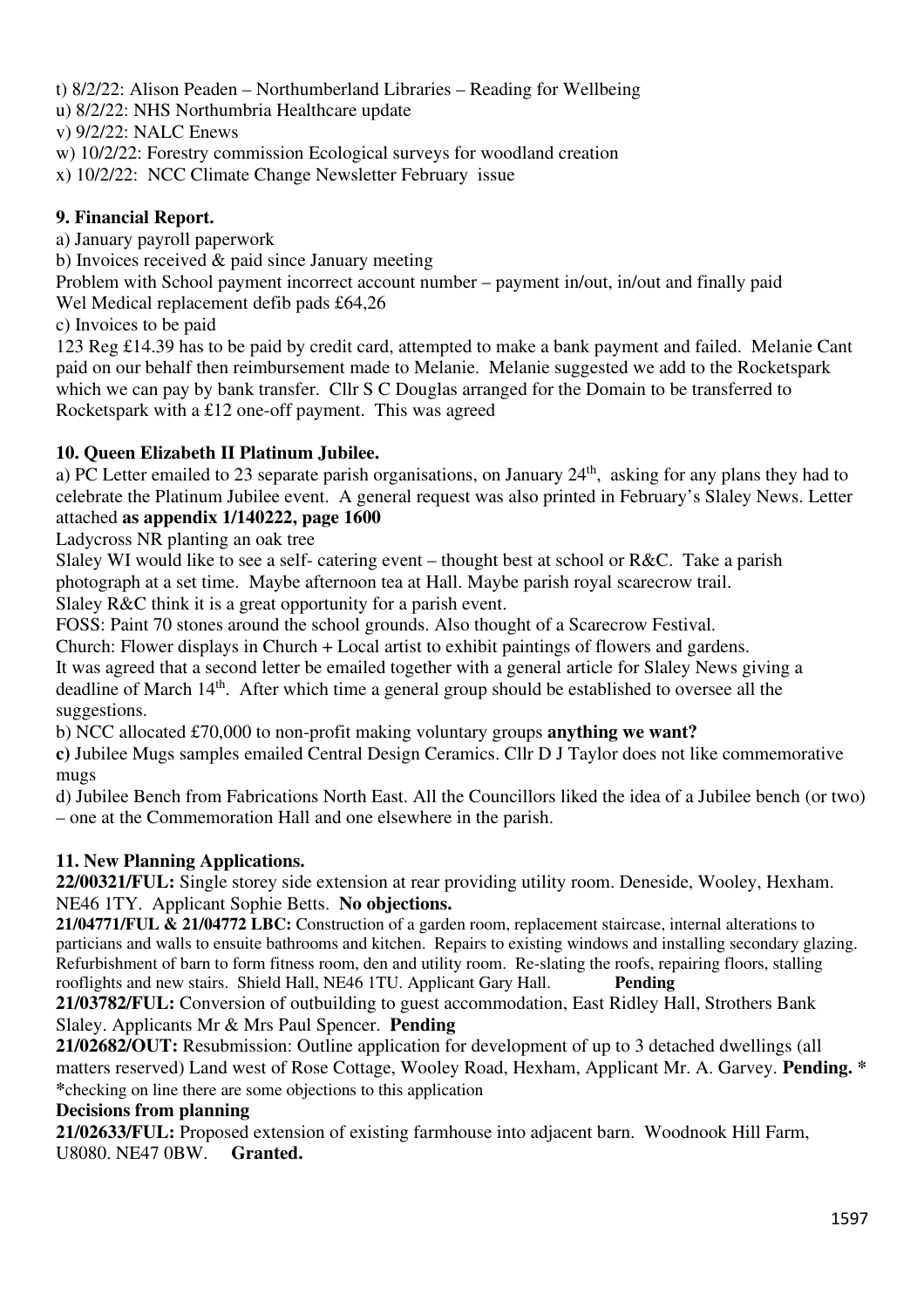t) 8/2/22: Alison Peaden – Northumberland Libraries – Reading for Wellbeing
u) 8/2/22: NHS Northumbria Healthcare update
v) 9/2/22: NALC Enews
w) 10/2/22: Forestry commission Ecological surveys for woodland creation
x) 10/2/22: NCC Climate Change Newsletter February issue

**9. Financial Report.**

a) January payroll paperwork
b) Invoices received & paid since January meeting
Problem with School payment incorrect account number – payment in/out, in/out and finally paid
Wel Medical replacement defib pads £64,26
c) Invoices to be paid
123 Reg £14.39 has to be paid by credit card, attempted to make a bank payment and failed. Melanie Cant paid on our behalf then reimbursement made to Melanie. Melanie suggested we add to the Rocketspark which we can pay by bank transfer. Cllr S C Douglas arranged for the Domain to be transferred to Rocketspark with a £12 one-off payment. This was agreed

**10. Queen Elizabeth II Platinum Jubilee.**

a) PC Letter emailed to 23 separate parish organisations, on January 24th, asking for any plans they had to celebrate the Platinum Jubilee event. A general request was also printed in February's Slaley News. Letter attached **as appendix 1/140222, page 1600**
Ladycross NR planting an oak tree
Slaley WI would like to see a self- catering event – thought best at school or R&C. Take a parish photograph at a set time. Maybe afternoon tea at Hall. Maybe parish royal scarecrow trail.
Slaley R&C think it is a great opportunity for a parish event.
FOSS: Paint 70 stones around the school grounds. Also thought of a Scarecrow Festival.
Church: Flower displays in Church + Local artist to exhibit paintings of flowers and gardens.
It was agreed that a second letter be emailed together with a general article for Slaley News giving a deadline of March 14th. After which time a general group should be established to oversee all the suggestions.
b) NCC allocated £70,000 to non-profit making voluntary groups **anything we want?**
**c)** Jubilee Mugs samples emailed Central Design Ceramics. Cllr D J Taylor does not like commemorative mugs
d) Jubilee Bench from Fabrications North East. All the Councillors liked the idea of a Jubilee bench (or two) – one at the Commemoration Hall and one elsewhere in the parish.

**11. New Planning Applications.**

**22/00321/FUL:** Single storey side extension at rear providing utility room. Deneside, Wooley, Hexham. NE46 1TY. Applicant Sophie Betts. **No objections.**

**21/04771/FUL & 21/04772 LBC:** Construction of a garden room, replacement staircase, internal alterations to particians and walls to ensuite bathrooms and kitchen. Repairs to existing windows and installing secondary glazing. Refurbishment of barn to form fitness room, den and utility room. Re-slating the roofs, repairing floors, stalling rooflights and new stairs. Shield Hall, NE46 1TU. Applicant Gary Hall. **Pending**

**21/03782/FUL:** Conversion of outbuilding to guest accommodation, East Ridley Hall, Strothers Bank Slaley. Applicants Mr & Mrs Paul Spencer. **Pending**

**21/02682/OUT:** Resubmission: Outline application for development of up to 3 detached dwellings (all matters reserved) Land west of Rose Cottage, Wooley Road, Hexham, Applicant Mr. A. Garvey. **Pending. \***
**\***checking on line there are some objections to this application

**Decisions from planning**

**21/02633/FUL:** Proposed extension of existing farmhouse into adjacent barn. Woodnook Hill Farm, U8080. NE47 0BW. **Granted.**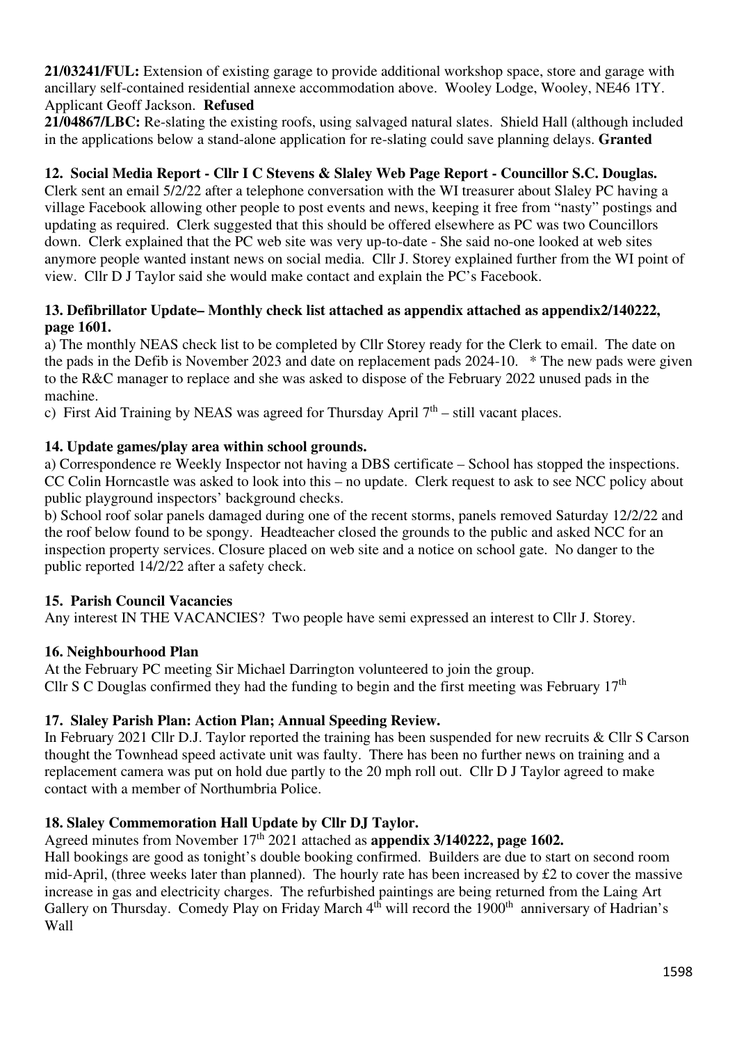**21/03241/FUL:** Extension of existing garage to provide additional workshop space, store and garage with ancillary self-contained residential annexe accommodation above. Wooley Lodge, Wooley, NE46 1TY. Applicant Geoff Jackson. **Refused**

**21/04867/LBC:** Re-slating the existing roofs, using salvaged natural slates. Shield Hall (although included in the applications below a stand-alone application for re-slating could save planning delays. **Granted**

### 12. Social Media Report - Cllr I C Stevens & Slaley Web Page Report - Councillor S.C. Douglas.

Clerk sent an email 5/2/22 after a telephone conversation with the WI treasurer about Slaley PC having a village Facebook allowing other people to post events and news, keeping it free from "nasty" postings and updating as required. Clerk suggested that this should be offered elsewhere as PC was two Councillors down. Clerk explained that the PC web site was very up-to-date - She said no-one looked at web sites anymore people wanted instant news on social media. Cllr J. Storey explained further from the WI point of view. Cllr D J Taylor said she would make contact and explain the PC's Facebook.

### 13. Defibrillator Update– Monthly check list attached as appendix attached as appendix2/140222, page 1601.

a) The monthly NEAS check list to be completed by Cllr Storey ready for the Clerk to email. The date on the pads in the Defib is November 2023 and date on replacement pads 2024-10. * The new pads were given to the R&C manager to replace and she was asked to dispose of the February 2022 unused pads in the machine.

c) First Aid Training by NEAS was agreed for Thursday April 7th – still vacant places.

### 14. Update games/play area within school grounds.

a) Correspondence re Weekly Inspector not having a DBS certificate – School has stopped the inspections. CC Colin Horncastle was asked to look into this – no update. Clerk request to ask to see NCC policy about public playground inspectors' background checks.

b) School roof solar panels damaged during one of the recent storms, panels removed Saturday 12/2/22 and the roof below found to be spongy. Headteacher closed the grounds to the public and asked NCC for an inspection property services. Closure placed on web site and a notice on school gate. No danger to the public reported 14/2/22 after a safety check.

### 15. Parish Council Vacancies

Any interest IN THE VACANCIES? Two people have semi expressed an interest to Cllr J. Storey.

### 16. Neighbourhood Plan

At the February PC meeting Sir Michael Darrington volunteered to join the group.
Cllr S C Douglas confirmed they had the funding to begin and the first meeting was February 17th

### 17. Slaley Parish Plan: Action Plan; Annual Speeding Review.

In February 2021 Cllr D.J. Taylor reported the training has been suspended for new recruits & Cllr S Carson thought the Townhead speed activate unit was faulty. There has been no further news on training and a replacement camera was put on hold due partly to the 20 mph roll out. Cllr D J Taylor agreed to make contact with a member of Northumbria Police.

### 18. Slaley Commemoration Hall Update by Cllr DJ Taylor.

Agreed minutes from November 17th 2021 attached as **appendix 3/140222, page 1602.**

Hall bookings are good as tonight's double booking confirmed. Builders are due to start on second room mid-April, (three weeks later than planned). The hourly rate has been increased by £2 to cover the massive increase in gas and electricity charges. The refurbished paintings are being returned from the Laing Art Gallery on Thursday. Comedy Play on Friday March 4th will record the 1900th anniversary of Hadrian's Wall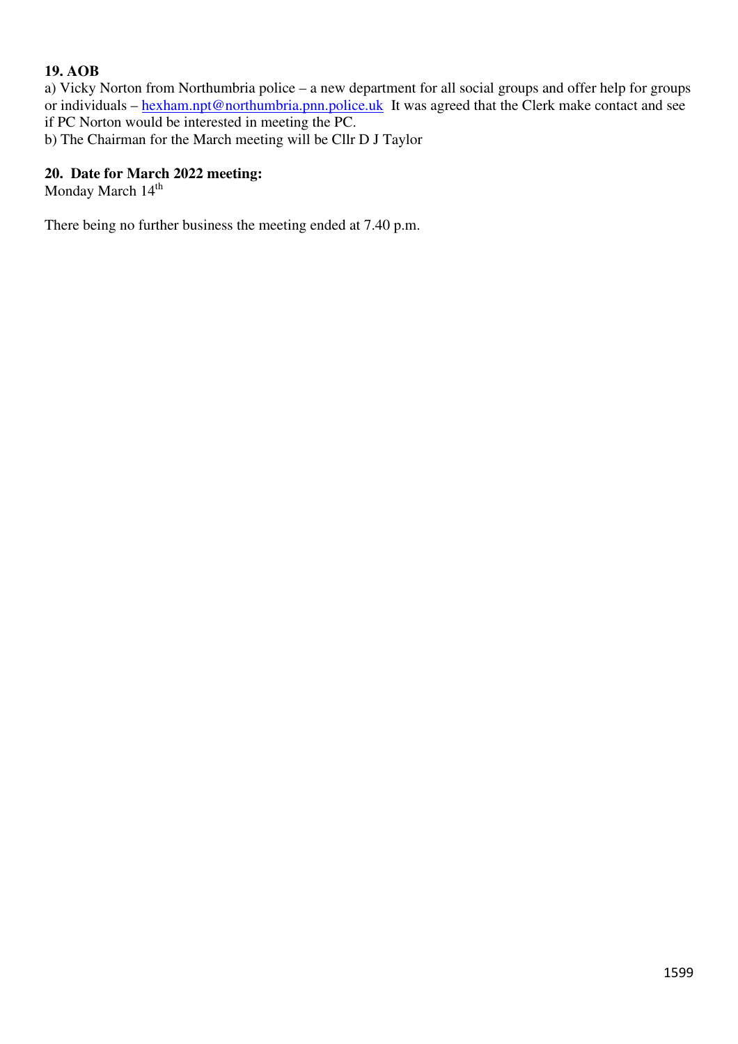**19. AOB**

a) Vicky Norton from Northumbria police – a new department for all social groups and offer help for groups or individuals – hexham.npt@northumbria.pnn.police.uk It was agreed that the Clerk make contact and see if PC Norton would be interested in meeting the PC.

b) The Chairman for the March meeting will be Cllr D J Taylor

**20. Date for March 2022 meeting:**

Monday March 14th

There being no further business the meeting ended at 7.40 p.m.